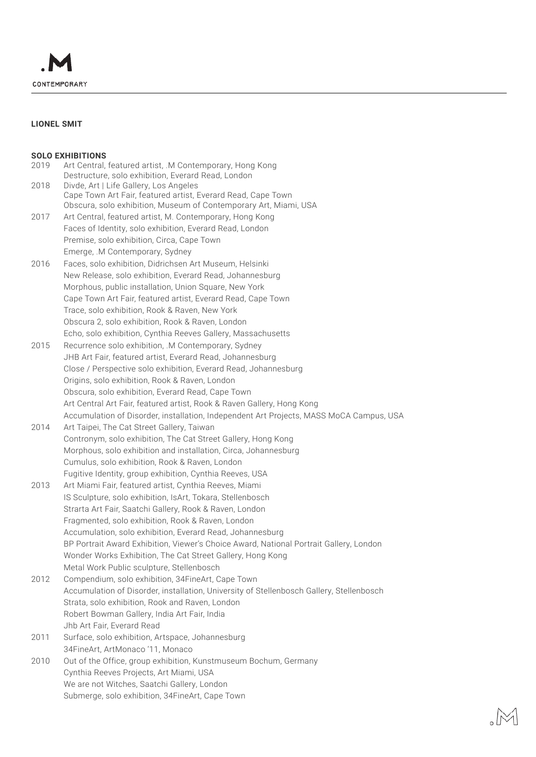## LIONEL SMIT

### SOLO EXHIBITIONS

2019 Art Central, featured artist, .M Contemporary, Hong Kong
Destructure, solo exhibition, Everard Read, London

2018 Divde, Art | Life Gallery, Los Angeles
Cape Town Art Fair, featured artist, Everard Read, Cape Town
Obscura, solo exhibition, Museum of Contemporary Art, Miami, USA

2017 Art Central, featured artist, M. Contemporary, Hong Kong
Faces of Identity, solo exhibition, Everard Read, London
Premise, solo exhibition, Circa, Cape Town
Emerge, .M Contemporary, Sydney

2016 Faces, solo exhibition, Didrichsen Art Museum, Helsinki
New Release, solo exhibition, Everard Read, Johannesburg
Morphous, public installation, Union Square, New York
Cape Town Art Fair, featured artist, Everard Read, Cape Town
Trace, solo exhibition, Rook & Raven, New York
Obscura 2, solo exhibition, Rook & Raven, London
Echo, solo exhibition, Cynthia Reeves Gallery, Massachusetts

2015 Recurrence solo exhibition, .M Contemporary, Sydney
JHB Art Fair, featured artist, Everard Read, Johannesburg
Close / Perspective solo exhibition, Everard Read, Johannesburg
Origins, solo exhibition, Rook & Raven, London
Obscura, solo exhibition, Everard Read, Cape Town
Art Central Art Fair, featured artist, Rook & Raven Gallery, Hong Kong
Accumulation of Disorder, installation, Independent Art Projects, MASS MoCA Campus, USA

2014 Art Taipei, The Cat Street Gallery, Taiwan
Contronym, solo exhibition, The Cat Street Gallery, Hong Kong
Morphous, solo exhibition and installation, Circa, Johannesburg
Cumulus, solo exhibition, Rook & Raven, London
Fugitive Identity, group exhibition, Cynthia Reeves, USA

2013 Art Miami Fair, featured artist, Cynthia Reeves, Miami
IS Sculpture, solo exhibition, IsArt, Tokara, Stellenbosch
Strarta Art Fair, Saatchi Gallery, Rook & Raven, London
Fragmented, solo exhibition, Rook & Raven, London
Accumulation, solo exhibition, Everard Read, Johannesburg
BP Portrait Award Exhibition, Viewer's Choice Award, National Portrait Gallery, London
Wonder Works Exhibition, The Cat Street Gallery, Hong Kong
Metal Work Public sculpture, Stellenbosch

2012 Compendium, solo exhibition, 34FineArt, Cape Town
Accumulation of Disorder, installation, University of Stellenbosch Gallery, Stellenbosch
Strata, solo exhibition, Rook and Raven, London
Robert Bowman Gallery, India Art Fair, India
Jhb Art Fair, Everard Read

2011 Surface, solo exhibition, Artspace, Johannesburg
34FineArt, ArtMonaco '11, Monaco

2010 Out of the Office, group exhibition, Kunstmuseum Bochum, Germany
Cynthia Reeves Projects, Art Miami, USA
We are not Witches, Saatchi Gallery, London
Submerge, solo exhibition, 34FineArt, Cape Town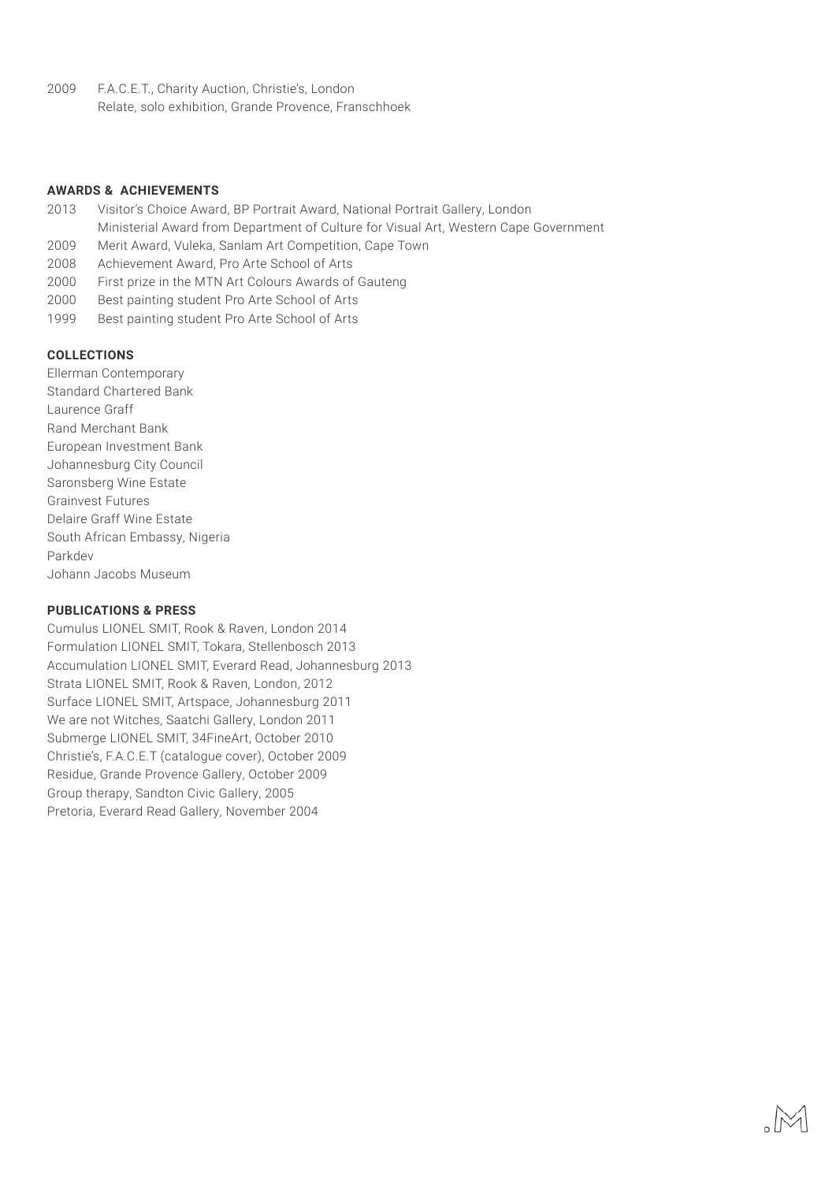2009 F.A.C.E.T., Charity Auction, Christie's, London
Relate, solo exhibition, Grande Provence, Franschhoek

**AWARDS & ACHIEVEMENTS**

2013 Visitor's Choice Award, BP Portrait Award, National Portrait Gallery, London
Ministerial Award from Department of Culture for Visual Art, Western Cape Government
2009 Merit Award, Vuleka, Sanlam Art Competition, Cape Town
2008 Achievement Award, Pro Arte School of Arts
2000 First prize in the MTN Art Colours Awards of Gauteng
2000 Best painting student Pro Arte School of Arts
1999 Best painting student Pro Arte School of Arts

**COLLECTIONS**

Ellerman Contemporary
Standard Chartered Bank
Laurence Graff
Rand Merchant Bank
European Investment Bank
Johannesburg City Council
Saronsberg Wine Estate
Grainvest Futures
Delaire Graff Wine Estate
South African Embassy, Nigeria
Parkdev
Johann Jacobs Museum

**PUBLICATIONS & PRESS**

Cumulus LIONEL SMIT, Rook & Raven, London 2014
Formulation LIONEL SMIT, Tokara, Stellenbosch 2013
Accumulation LIONEL SMIT, Everard Read, Johannesburg 2013
Strata LIONEL SMIT, Rook & Raven, London, 2012
Surface LIONEL SMIT, Artspace, Johannesburg 2011
We are not Witches, Saatchi Gallery, London 2011
Submerge LIONEL SMIT, 34FineArt, October 2010
Christie's, F.A.C.E.T (catalogue cover), October 2009
Residue, Grande Provence Gallery, October 2009
Group therapy, Sandton Civic Gallery, 2005
Pretoria, Everard Read Gallery, November 2004